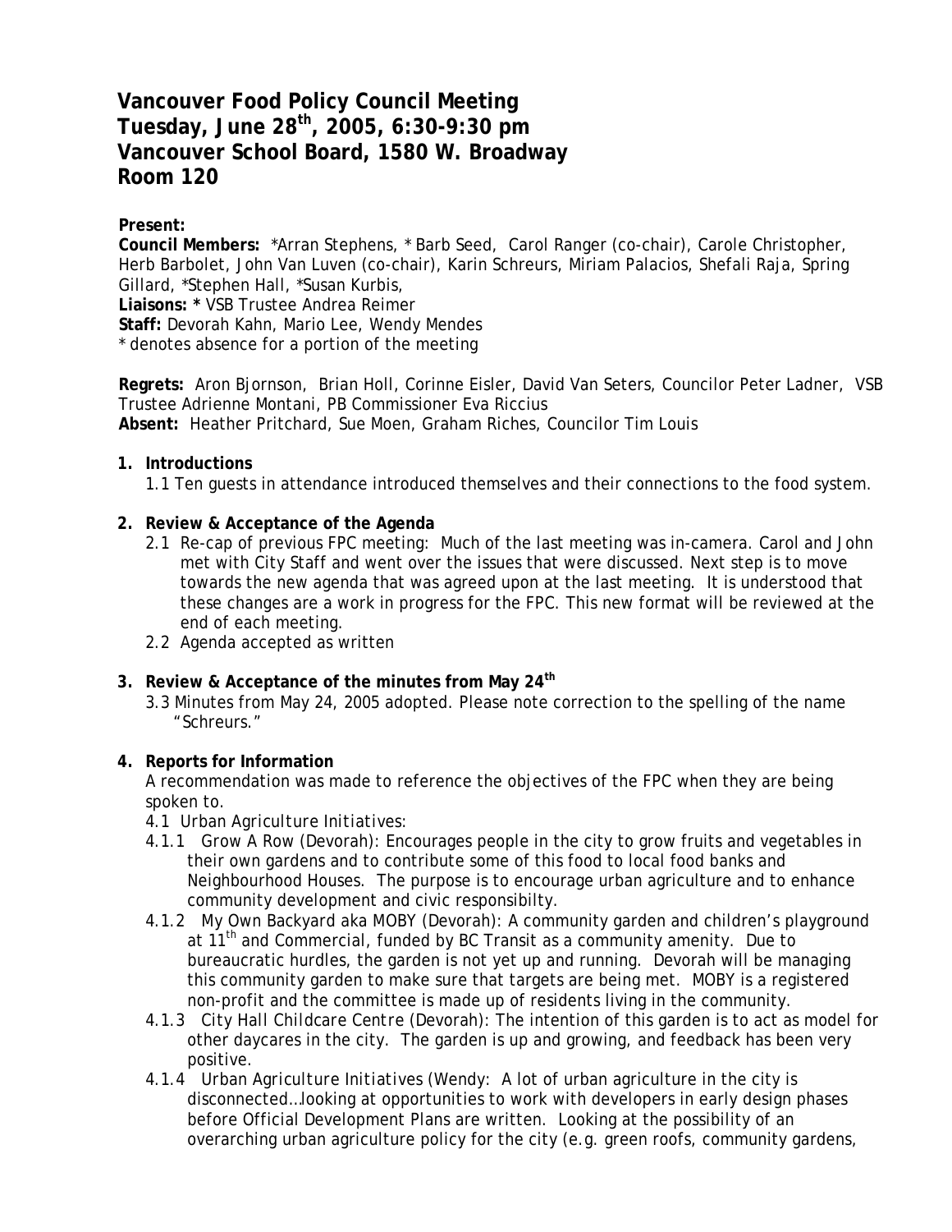# Vancouver Food Policy Council Meeting
# Tuesday, June 28th, 2005, 6:30-9:30 pm
# Vancouver School Board, 1580 W. Broadway
# Room 120

**Present:**
**Council Members:** *Arran Stephens, * Barb Seed, Carol Ranger (co-chair), Carole Christopher, Herb Barbolet, John Van Luven (co-chair), Karin Schreurs, Miriam Palacios, Shefali Raja, Spring Gillard, *Stephen Hall, *Susan Kurbis,
**Liaisons:** * VSB Trustee Andrea Reimer
**Staff:** Devorah Kahn, Mario Lee, Wendy Mendes
\* denotes absence for a portion of the meeting

**Regrets:** Aron Bjornson, Brian Holl, Corinne Eisler, David Van Seters, Councilor Peter Ladner, VSB Trustee Adrienne Montani, PB Commissioner Eva Riccius
**Absent:** Heather Pritchard, Sue Moen, Graham Riches, Councilor Tim Louis

1. **Introductions**
   1.1 Ten guests in attendance introduced themselves and their connections to the food system.

2. **Review & Acceptance of the Agenda**
   2.1 Re-cap of previous FPC meeting: Much of the last meeting was in-camera. Carol and John met with City Staff and went over the issues that were discussed. Next step is to move towards the new agenda that was agreed upon at the last meeting. It is understood that these changes are a work in progress for the FPC. This new format will be reviewed at the end of each meeting.
   2.2 Agenda accepted as written

3. **Review & Acceptance of the minutes from May 24th**
   3.3 Minutes from May 24, 2005 adopted. Please note correction to the spelling of the name "Schreurs."

4. **Reports for Information**
   A recommendation was made to reference the objectives of the FPC when they are being spoken to.
   4.1 Urban Agriculture Initiatives:
   4.1.1 Grow A Row (Devorah): Encourages people in the city to grow fruits and vegetables in their own gardens and to contribute some of this food to local food banks and Neighbourhood Houses. The purpose is to encourage urban agriculture and to enhance community development and civic responsibilty.
   4.1.2 My Own Backyard aka MOBY (Devorah): A community garden and children's playground at 11th and Commercial, funded by BC Transit as a community amenity. Due to bureaucratic hurdles, the garden is not yet up and running. Devorah will be managing this community garden to make sure that targets are being met. MOBY is a registered non-profit and the committee is made up of residents living in the community.
   4.1.3 City Hall Childcare Centre (Devorah): The intention of this garden is to act as model for other daycares in the city. The garden is up and growing, and feedback has been very positive.
   4.1.4 Urban Agriculture Initiatives (Wendy: A lot of urban agriculture in the city is disconnected…looking at opportunities to work with developers in early design phases before Official Development Plans are written. Looking at the possibility of an overarching urban agriculture policy for the city (e.g. green roofs, community gardens,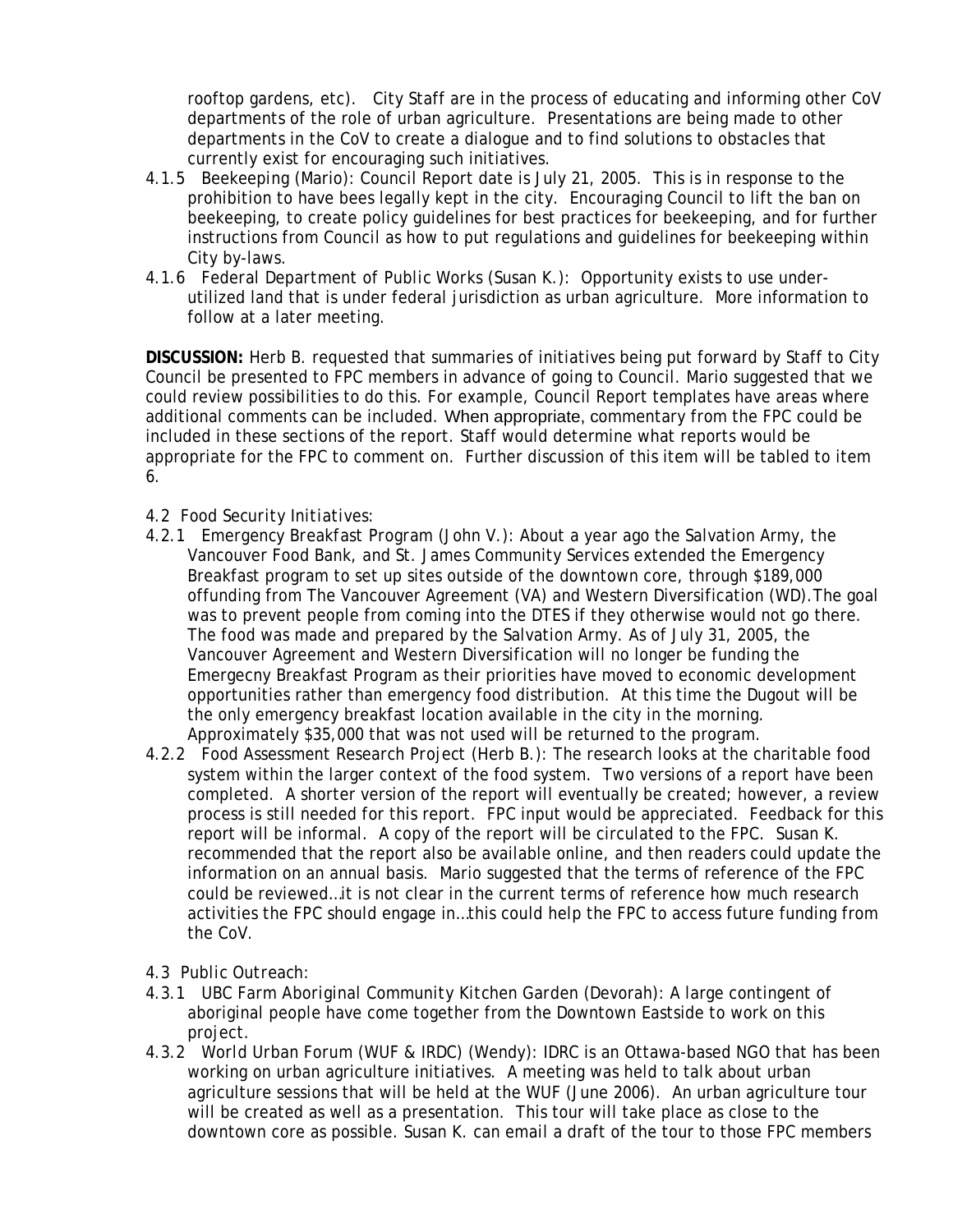rooftop gardens, etc). City Staff are in the process of educating and informing other CoV departments of the role of urban agriculture. Presentations are being made to other departments in the CoV to create a dialogue and to find solutions to obstacles that currently exist for encouraging such initiatives.

4.1.5 *Beekeeping (Mario):* Council Report date is July 21, 2005. This is in response to the prohibition to have bees legally kept in the city. Encouraging Council to lift the ban on beekeeping, to create policy guidelines for best practices for beekeeping, and for further instructions from Council as how to put regulations and guidelines for beekeeping within City by-laws.

4.1.6 *Federal Department of Public Works (Susan K.):* Opportunity exists to use under-utilized land that is under federal jurisdiction as urban agriculture. More information to follow at a later meeting.

**DISCUSSION:** Herb B. requested that summaries of initiatives being put forward by Staff to City Council be presented to FPC members in advance of going to Council. Mario suggested that we could review possibilities to do this. For example, Council Report templates have areas where additional comments can be included. When appropriate, commentary from the FPC could be included in these sections of the report. Staff would determine what reports would be appropriate for the FPC to comment on. Further discussion of this item will be tabled to item 6.

4.2 *Food Security Initiatives:*

4.2.1 *Emergency Breakfast Program (John V.):* About a year ago the Salvation Army, the Vancouver Food Bank, and St. James Community Services extended the Emergency Breakfast program to set up sites outside of the downtown core, through $189,000 offunding from The Vancouver Agreement (VA) and Western Diversification (WD).The goal was to prevent people from coming into the DTES if they otherwise would not go there. The food was made and prepared by the Salvation Army. As of July 31, 2005, the Vancouver Agreement and Western Diversification will no longer be funding the Emergecny Breakfast Program as their priorities have moved to economic development opportunities rather than emergency food distribution. At this time the Dugout will be the only emergency breakfast location available in the city in the morning. Approximately $35,000 that was not used will be returned to the program.

4.2.2 *Food Assessment Research Project (Herb B.):* The research looks at the charitable food system within the larger context of the food system. Two versions of a report have been completed. A shorter version of the report will eventually be created; however, a review process is still needed for this report. FPC input would be appreciated. Feedback for this report will be informal. A copy of the report will be circulated to the FPC. Susan K. recommended that the report also be available online, and then readers could update the information on an annual basis. Mario suggested that the terms of reference of the FPC could be reviewed…it is not clear in the current terms of reference how much research activities the FPC should engage in…this could help the FPC to access future funding from the CoV.

4.3 *Public Outreach:*

4.3.1 *UBC Farm Aboriginal Community Kitchen Garden (Devorah):* A large contingent of aboriginal people have come together from the Downtown Eastside to work on this project.

4.3.2 *World Urban Forum (WUF & IRDC) (Wendy):* IDRC is an Ottawa-based NGO that has been working on urban agriculture initiatives. A meeting was held to talk about urban agriculture sessions that will be held at the WUF (June 2006). An urban agriculture tour will be created as well as a presentation. This tour will take place as close to the downtown core as possible. Susan K. can email a draft of the tour to those FPC members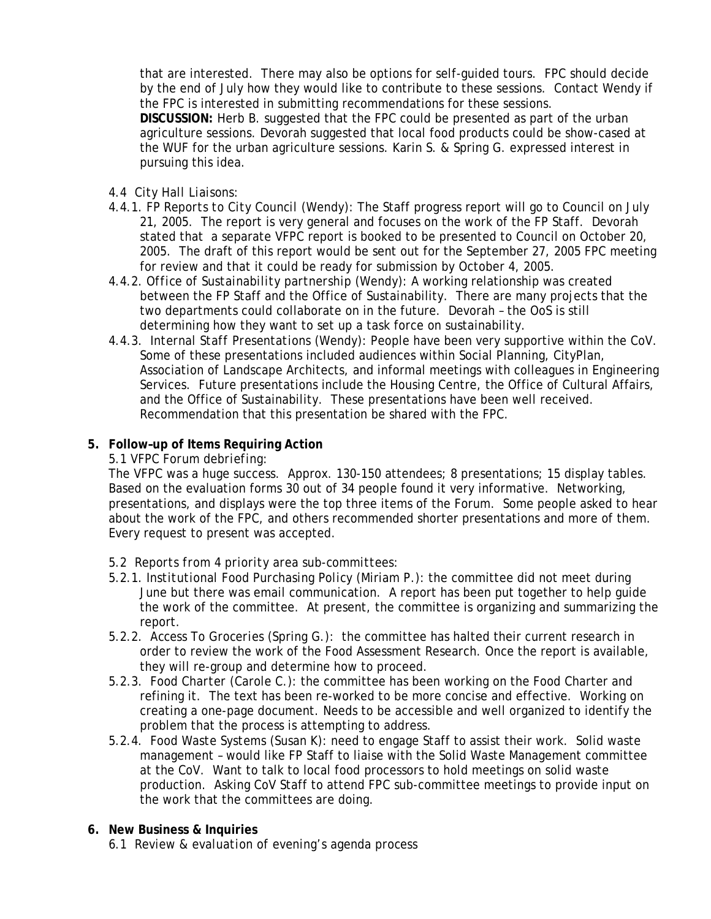that are interested. There may also be options for self-guided tours. FPC should decide by the end of July how they would like to contribute to these sessions. Contact Wendy if the FPC is interested in submitting recommendations for these sessions.
**DISCUSSION:** Herb B. suggested that the FPC could be presented as part of the urban agriculture sessions. Devorah suggested that local food products could be show-cased at the WUF for the urban agriculture sessions. Karin S. & Spring G. expressed interest in pursuing this idea.

4.4 *City Hall Liaisons:*

4.4.1. *FP Reports to City Council (Wendy):* The Staff progress report will go to Council on July 21, 2005. The report is very general and focuses on the work of the FP Staff. Devorah stated that a separate VFPC report is booked to be presented to Council on October 20, 2005. The draft of this report would be sent out for the September 27, 2005 FPC meeting for review and that it could be ready for submission by October 4, 2005.

4.4.2. *Office of Sustainability partnership (Wendy):* A working relationship was created between the FP Staff and the Office of Sustainability. There are many projects that the two departments could collaborate on in the future. Devorah – the OoS is still determining how they want to set up a task force on sustainability.

4.4.3. *Internal Staff Presentations (Wendy):* People have been very supportive within the CoV. Some of these presentations included audiences within Social Planning, CityPlan, Association of Landscape Architects, and informal meetings with colleagues in Engineering Services. Future presentations include the Housing Centre, the Office of Cultural Affairs, and the Office of Sustainability. These presentations have been well received. Recommendation that this presentation be shared with the FPC.

**5. Follow–up of Items Requiring Action**

5.1 *VFPC Forum debriefing:*

The VFPC was a huge success. Approx. 130-150 attendees; 8 presentations; 15 display tables. Based on the evaluation forms 30 out of 34 people found it very informative. Networking, presentations, and displays were the top three items of the Forum. Some people asked to hear about the work of the FPC, and others recommended shorter presentations and more of them. Every request to present was accepted.

5.2 *Reports from 4 priority area sub-committees:*

5.2.1. *Institutional Food Purchasing Policy (Miriam P.):* the committee did not meet during June but there was email communication. A report has been put together to help guide the work of the committee. At present, the committee is organizing and summarizing the report.

5.2.2. *Access To Groceries (Spring G.):* the committee has halted their current research in order to review the work of the Food Assessment Research. Once the report is available, they will re-group and determine how to proceed.

5.2.3. *Food Charter (Carole C.):* the committee has been working on the Food Charter and refining it. The text has been re-worked to be more concise and effective. Working on creating a one-page document. Needs to be accessible and well organized to identify the problem that the process is attempting to address.

5.2.4. *Food Waste Systems (Susan K):* need to engage Staff to assist their work. Solid waste management – would like FP Staff to liaise with the Solid Waste Management committee at the CoV. Want to talk to local food processors to hold meetings on solid waste production. Asking CoV Staff to attend FPC sub-committee meetings to provide input on the work that the committees are doing.

**6. New Business & Inquiries**

6.1 *Review & evaluation of evening's agenda process*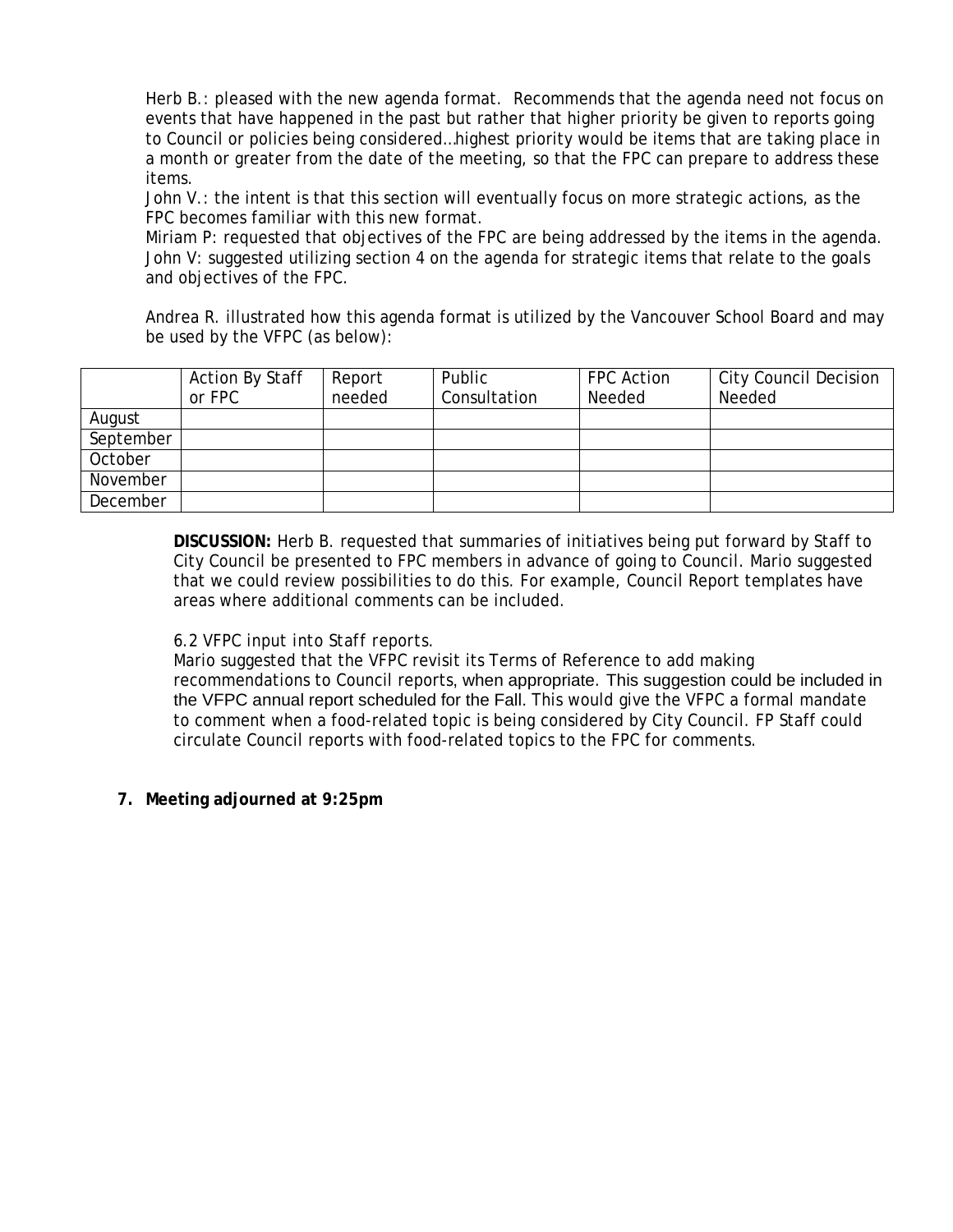Herb B.: pleased with the new agenda format. Recommends that the agenda need not focus on events that have happened in the past but rather that higher priority be given to reports going to Council or policies being considered…highest priority would be items that are taking place in a month or greater from the date of the meeting, so that the FPC can prepare to address these items.

John V.: the intent is that this section will eventually focus on more strategic actions, as the FPC becomes familiar with this new format.

Miriam P: requested that objectives of the FPC are being addressed by the items in the agenda.

John V: suggested utilizing section 4 on the agenda for strategic items that relate to the goals and objectives of the FPC.

Andrea R. illustrated how this agenda format is utilized by the Vancouver School Board and may be used by the VFPC (as below):

| | Action By Staff or FPC | Report needed | Public Consultation | FPC Action Needed | City Council Decision Needed |
|---|---|---|---|---|---|
| August | | | | | |
| September | | | | | |
| October | | | | | |
| November | | | | | |
| December | | | | | |

**DISCUSSION:** Herb B. requested that summaries of initiatives being put forward by Staff to City Council be presented to FPC members in advance of going to Council. Mario suggested that we could review possibilities to do this. For example, Council Report templates have areas where additional comments can be included.

6.2 VFPC input into Staff reports.

Mario suggested that the VFPC revisit its Terms of Reference to add making recommendations to Council reports, when appropriate. This suggestion could be included in the VFPC annual report scheduled for the Fall. This would give the VFPC a formal mandate to comment when a food-related topic is being considered by City Council. FP Staff could circulate Council reports with food-related topics to the FPC for comments.

**7. Meeting adjourned at 9:25pm**